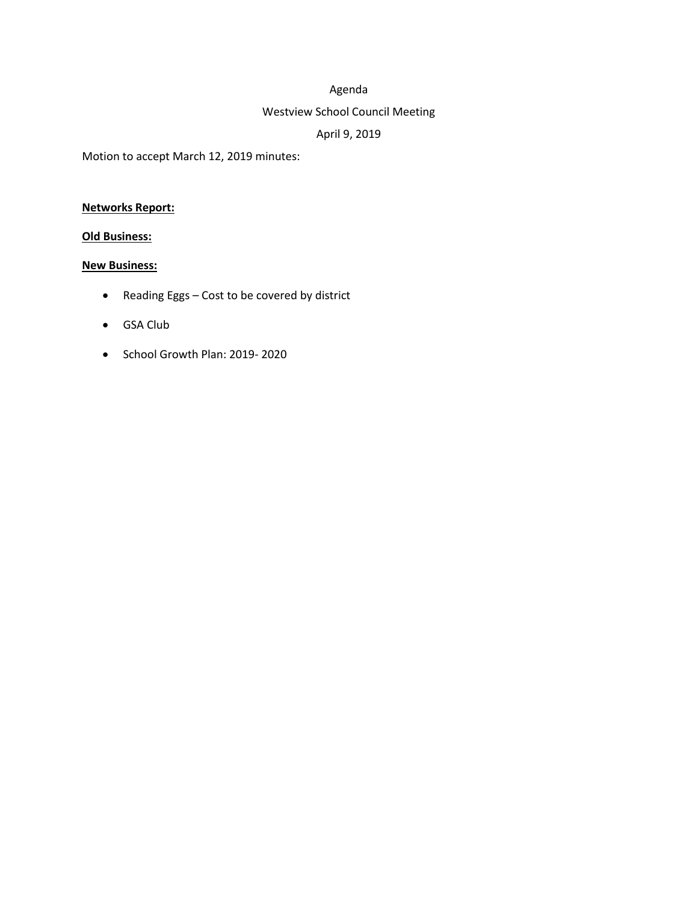# Agenda

## Westview School Council Meeting

### April 9, 2019

Motion to accept March 12, 2019 minutes:

**Networks Report:**

**Old Business:**

**New Business:**

- Reading Eggs – Cost to be covered by district
- GSA Club
- School Growth Plan: 2019- 2020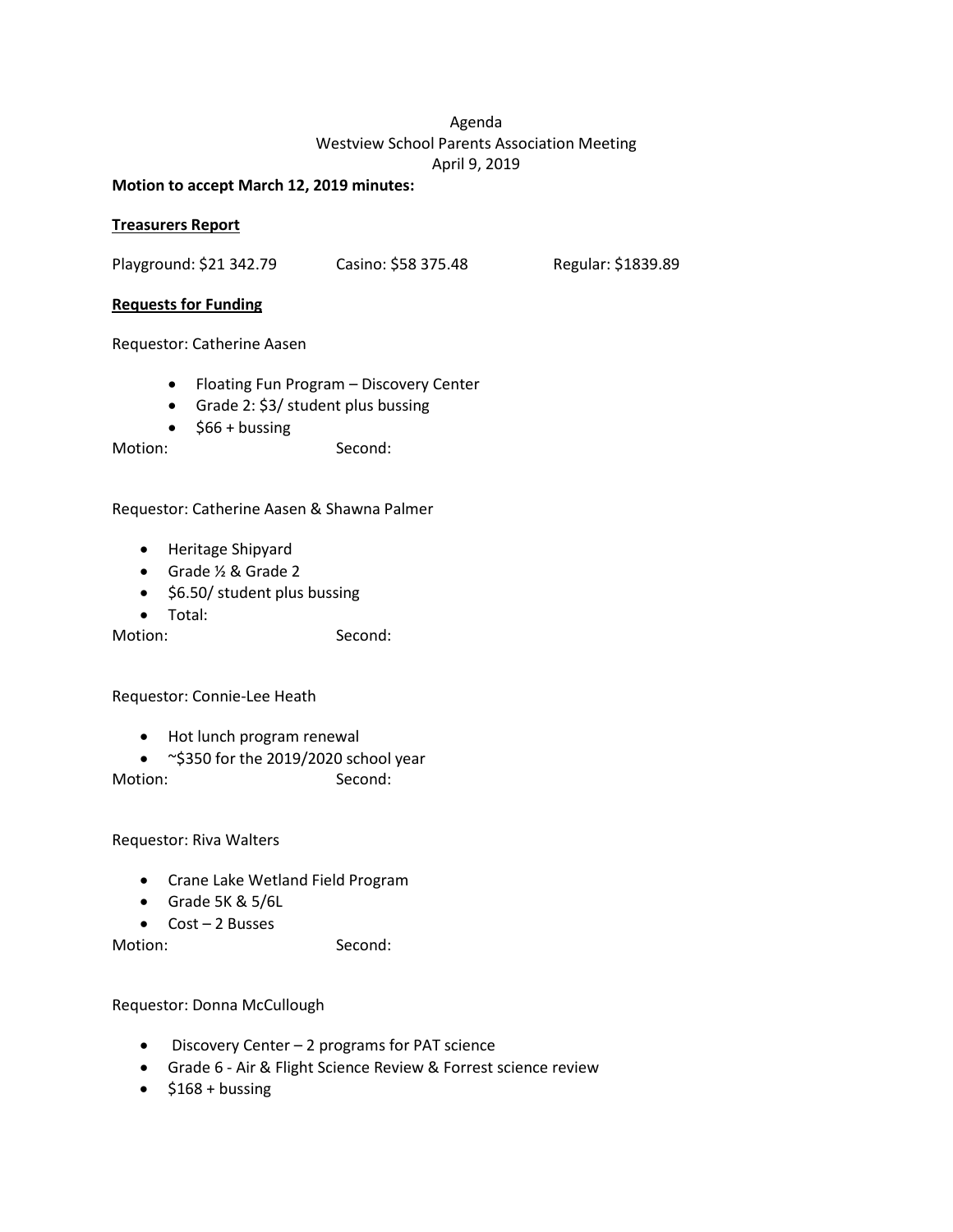Agenda
Westview School Parents Association Meeting
April 9, 2019

**Motion to accept March 12, 2019 minutes:**

**Treasurers Report**

Playground: $21 342.79 Casino: $58 375.48 Regular: $1839.89

**Requests for Funding**

Requestor: Catherine Aasen

- Floating Fun Program – Discovery Center
- Grade 2: $3/ student plus bussing
- $66 + bussing

Motion: Second:

Requestor: Catherine Aasen & Shawna Palmer

- Heritage Shipyard
- Grade ½ & Grade 2
- $6.50/ student plus bussing
- Total:

Motion: Second:

Requestor: Connie-Lee Heath

- Hot lunch program renewal
- ~$350 for the 2019/2020 school year

Motion: Second:

Requestor: Riva Walters

- Crane Lake Wetland Field Program
- Grade 5K & 5/6L
- Cost – 2 Busses

Motion: Second:

Requestor: Donna McCullough

- Discovery Center – 2 programs for PAT science
- Grade 6 - Air & Flight Science Review & Forrest science review
- $168 + bussing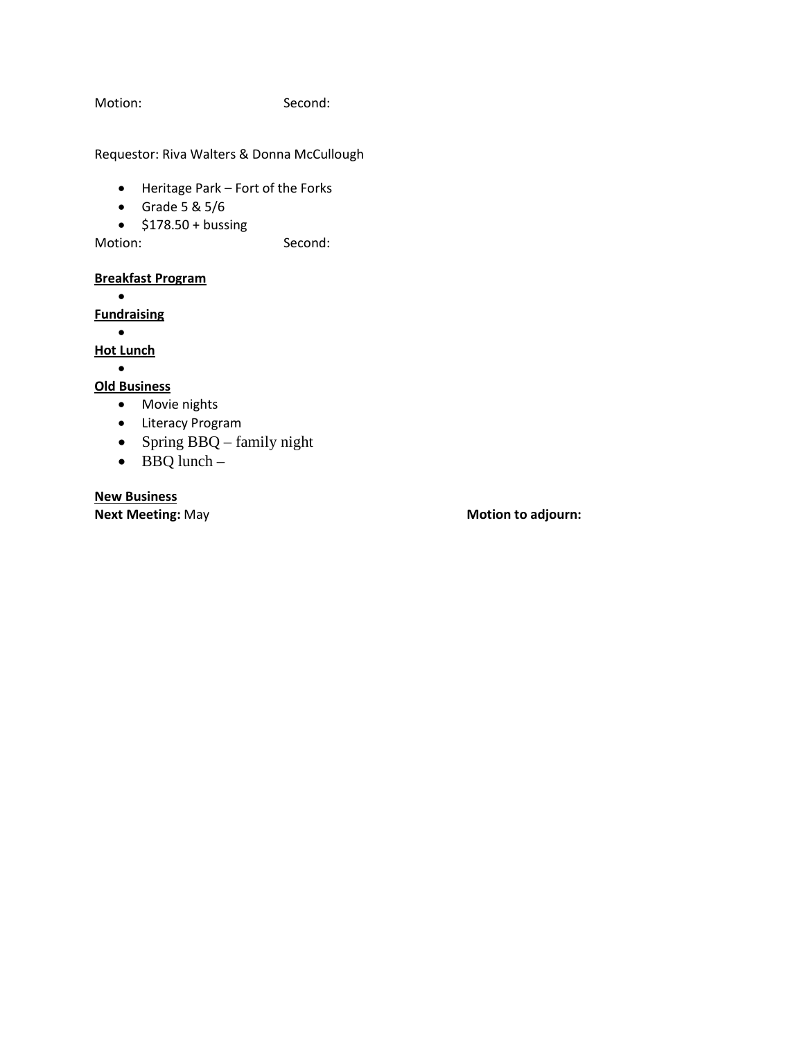Motion: Second:

Requestor: Riva Walters & Donna McCullough

- Heritage Park – Fort of the Forks
- Grade 5 & 5/6
- $178.50 + bussing

Motion: Second:

**<u>Breakfast Program</u>**

- 

**<u>Fundraising</u>**

- 

**<u>Hot Lunch</u>**

- 

**<u>Old Business</u>**

- Movie nights
- Literacy Program
- Spring BBQ – family night
- BBQ lunch –

**<u>New Business</u>**

**Next Meeting:** May **Motion to adjourn:**